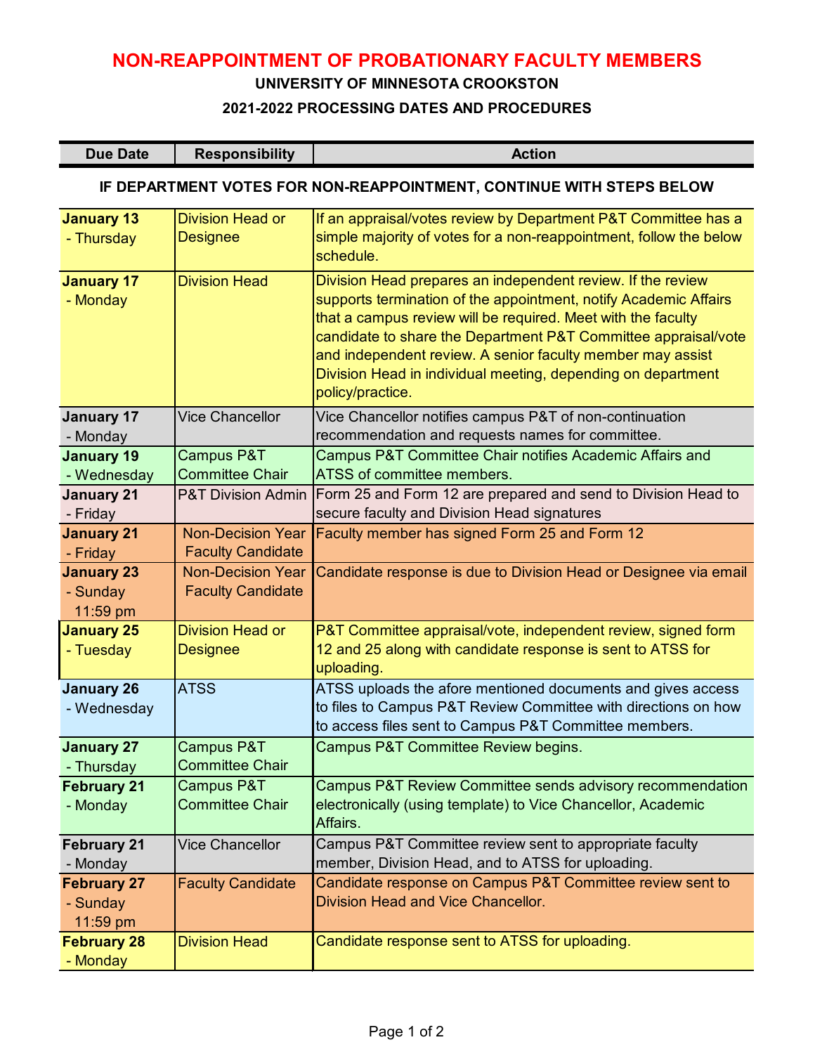# NON-REAPPOINTMENT OF PROBATIONARY FACULTY MEMBERS

## UNIVERSITY OF MINNESOTA CROOKSTON

### 2021-2022 PROCESSING DATES AND PROCEDURES

| Due Date | Responsibility | Action |
|---|---|---|
| **IF DEPARTMENT VOTES FOR NON-REAPPOINTMENT, CONTINUE WITH STEPS BELOW** | | |
| **January 13** - Thursday | Division Head or Designee | If an appraisal/votes review by Department P&T Committee has a simple majority of votes for a non-reappointment, follow the below schedule. |
| **January 17** - Monday | Division Head | Division Head prepares an independent review. If the review supports termination of the appointment, notify Academic Affairs that a campus review will be required. Meet with the faculty candidate to share the Department P&T Committee appraisal/vote and independent review. A senior faculty member may assist Division Head in individual meeting, depending on department policy/practice. |
| **January 17** - Monday | Vice Chancellor | Vice Chancellor notifies campus P&T of non-continuation recommendation and requests names for committee. |
| **January 19** - Wednesday | Campus P&T Committee Chair | Campus P&T Committee Chair notifies Academic Affairs and ATSS of committee members. |
| **January 21** - Friday | P&T Division Admin | Form 25 and Form 12 are prepared and send to Division Head to secure faculty and Division Head signatures |
| **January 21** - Friday | Non-Decision Year Faculty Candidate | Faculty member has signed Form 25 and Form 12 |
| **January 23** - Sunday 11:59 pm | Non-Decision Year Faculty Candidate | Candidate response is due to Division Head or Designee via email |
| **January 25** - Tuesday | Division Head or Designee | P&T Committee appraisal/vote, independent review, signed form 12 and 25 along with candidate response is sent to ATSS for uploading. |
| **January 26** - Wednesday | ATSS | ATSS uploads the afore mentioned documents and gives access to files to Campus P&T Review Committee with directions on how to access files sent to Campus P&T Committee members. |
| **January 27** - Thursday | Campus P&T Committee Chair | Campus P&T Committee Review begins. |
| **February 21** - Monday | Campus P&T Committee Chair | Campus P&T Review Committee sends advisory recommendation electronically (using template) to Vice Chancellor, Academic Affairs. |
| **February 21** - Monday | Vice Chancellor | Campus P&T Committee review sent to appropriate faculty member, Division Head, and to ATSS for uploading. |
| **February 27** - Sunday 11:59 pm | Faculty Candidate | Candidate response on Campus P&T Committee review sent to Division Head and Vice Chancellor. |
| **February 28** - Monday | Division Head | Candidate response sent to ATSS for uploading. |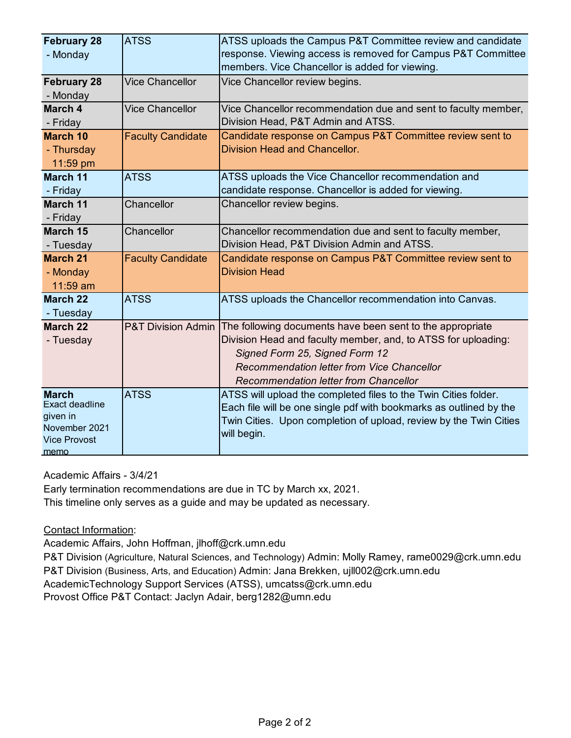| | | |
|---|---|---|
| **February 28** - Monday | ATSS | ATSS uploads the Campus P&T Committee review and candidate response. Viewing access is removed for Campus P&T Committee members. Vice Chancellor is added for viewing. |
| **February 28** - Monday | Vice Chancellor | Vice Chancellor review begins. |
| **March 4** - Friday | Vice Chancellor | Vice Chancellor recommendation due and sent to faculty member, Division Head, P&T Admin and ATSS. |
| **March 10** - Thursday 11:59 pm | Faculty Candidate | Candidate response on Campus P&T Committee review sent to Division Head and Chancellor. |
| **March 11** - Friday | ATSS | ATSS uploads the Vice Chancellor recommendation and candidate response. Chancellor is added for viewing. |
| **March 11** - Friday | Chancellor | Chancellor review begins. |
| **March 15** - Tuesday | Chancellor | Chancellor recommendation due and sent to faculty member, Division Head, P&T Division Admin and ATSS. |
| **March 21** - Monday 11:59 am | Faculty Candidate | Candidate response on Campus P&T Committee review sent to Division Head |
| **March 22** - Tuesday | ATSS | ATSS uploads the Chancellor recommendation into Canvas. |
| **March 22** - Tuesday | P&T Division Admin | The following documents have been sent to the appropriate Division Head and faculty member, and, to ATSS for uploading: *Signed Form 25, Signed Form 12* *Recommendation letter from Vice Chancellor* *Recommendation letter from Chancellor* |
| **March** Exact deadline given in November 2021 Vice Provost memo | ATSS | ATSS will upload the completed files to the Twin Cities folder. Each file will be one single pdf with bookmarks as outlined by the Twin Cities. Upon completion of upload, review by the Twin Cities will begin. |

Academic Affairs - 3/4/21
Early termination recommendations are due in TC by March xx, 2021.
This timeline only serves as a guide and may be updated as necessary.

Contact Information:
Academic Affairs, John Hoffman, jlhoff@crk.umn.edu
P&T Division (Agriculture, Natural Sciences, and Technology) Admin: Molly Ramey, rame0029@crk.umn.edu
P&T Division (Business, Arts, and Education) Admin: Jana Brekken, ujll002@crk.umn.edu
AcademicTechnology Support Services (ATSS), umcatss@crk.umn.edu
Provost Office P&T Contact: Jaclyn Adair, berg1282@umn.edu